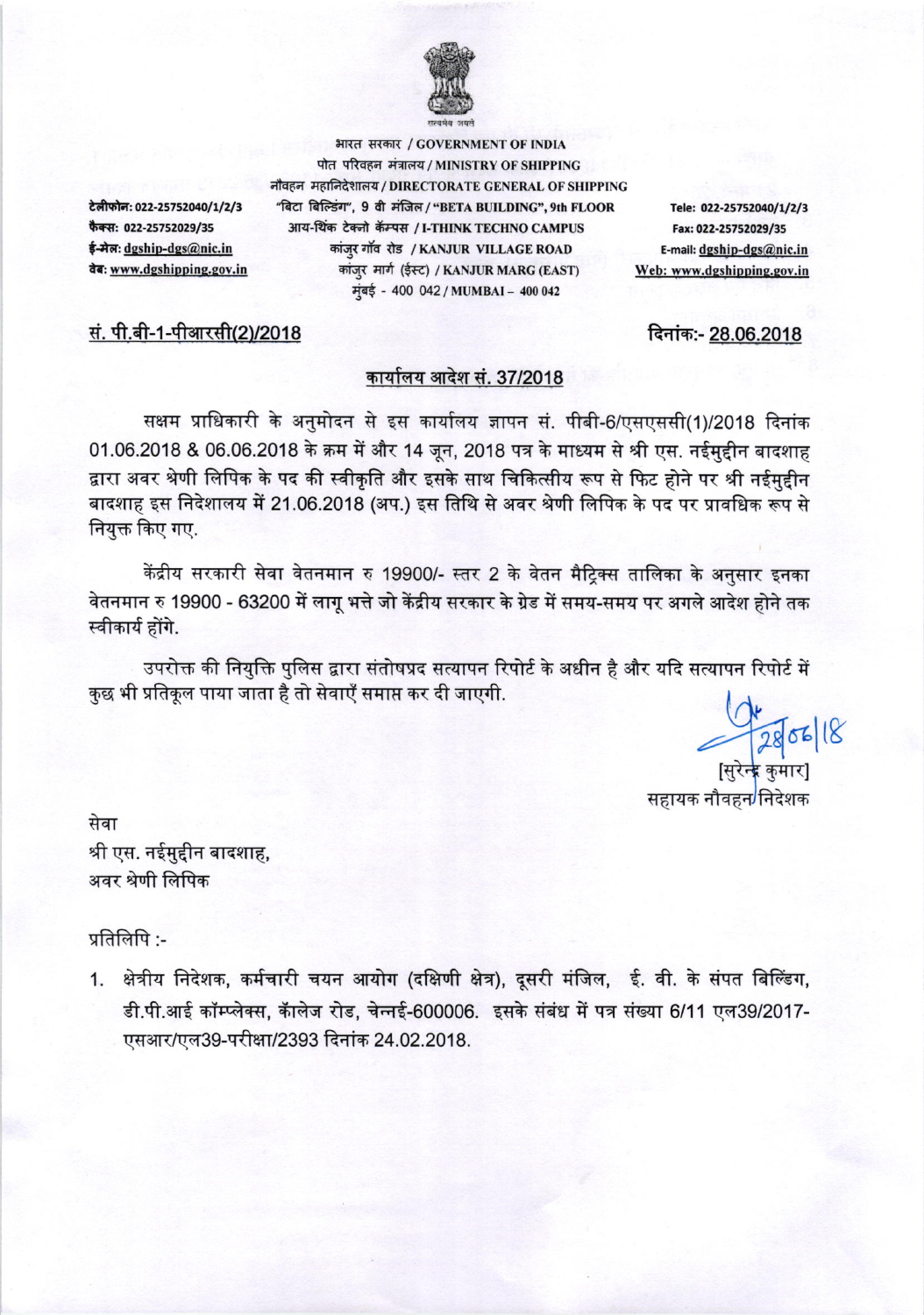सत्यमेव जयते

भारत सरकार / GOVERNMENT OF INDIA
पोत परिवहन मंत्रालय / MINISTRY OF SHIPPING
नौवहन महानिदेशालय / DIRECTORATE GENERAL OF SHIPPING
"बिटा बिल्डिंग", 9 वी मंजिल / "BETA BUILDING", 9th FLOOR
आय-थिंक टेक्नो कॅम्पस / I-THINK TECHNO CAMPUS
कांजुर गॉव रोड / KANJUR VILLAGE ROAD
कांजुर मार्ग (ईस्ट) / KANJUR MARG (EAST)
मुंबई - 400 042 / MUMBAI – 400 042

टेलीफोन: 022-25752040/1/2/3
फैक्स: 022-25752029/35
ई-मेल: dgship-dgs@nic.in
वेब: www.dgshipping.gov.in

Tele: 022-25752040/1/2/3
Fax: 022-25752029/35
E-mail: dgship-dgs@nic.in
Web: www.dgshipping.gov.in

सं. पी.बी-1-पीआरसी(2)/2018

दिनांक:- 28.06.2018

## कार्यालय आदेश सं. 37/2018

सक्षम प्राधिकारी के अनुमोदन से इस कार्यालय ज्ञापन सं. पीबी-6/एसएससी(1)/2018 दिनांक 01.06.2018 & 06.06.2018 के क्रम में और 14 जून, 2018 पत्र के माध्यम से श्री एस. नईमुद्दीन बादशाह द्वारा अवर श्रेणी लिपिक के पद की स्वीकृति और इसके साथ चिकित्सीय रूप से फिट होने पर श्री नईमुद्दीन बादशाह इस निदेशालय में 21.06.2018 (अप.) इस तिथि से अवर श्रेणी लिपिक के पद पर प्रावधिक रूप से नियुक्त किए गए.

केंद्रीय सरकारी सेवा वेतनमान रु 19900/- स्तर 2 के वेतन मैट्रिक्स तालिका के अनुसार इनका वेतनमान रु 19900 - 63200 में लागू भत्ते जो केंद्रीय सरकार के ग्रेड में समय-समय पर अगले आदेश होने तक स्वीकार्य होंगे.

उपरोक्त की नियुक्ति पुलिस द्वारा संतोषप्रद सत्यापन रिपोर्ट के अधीन है और यदि सत्यापन रिपोर्ट में कुछ भी प्रतिकूल पाया जाता है तो सेवाएँ समाप्त कर दी जाएगी.

28/06/18

[सुरेन्द्र कुमार]
सहायक नौवहन निदेशक

सेवा
श्री एस. नईमुद्दीन बादशाह,
अवर श्रेणी लिपिक

प्रतिलिपि :-

1. क्षेत्रीय निदेशक, कर्मचारी चयन आयोग (दक्षिणी क्षेत्र), दूसरी मंजिल, ई. वी. के संपत बिल्डिंग, डी.पी.आई कॉम्प्लेक्स, कॉलेज रोड, चेन्नई-600006. इसके संबंध में पत्र संख्या 6/11 एल39/2017-एसआर/एल39-परीक्षा/2393 दिनांक 24.02.2018.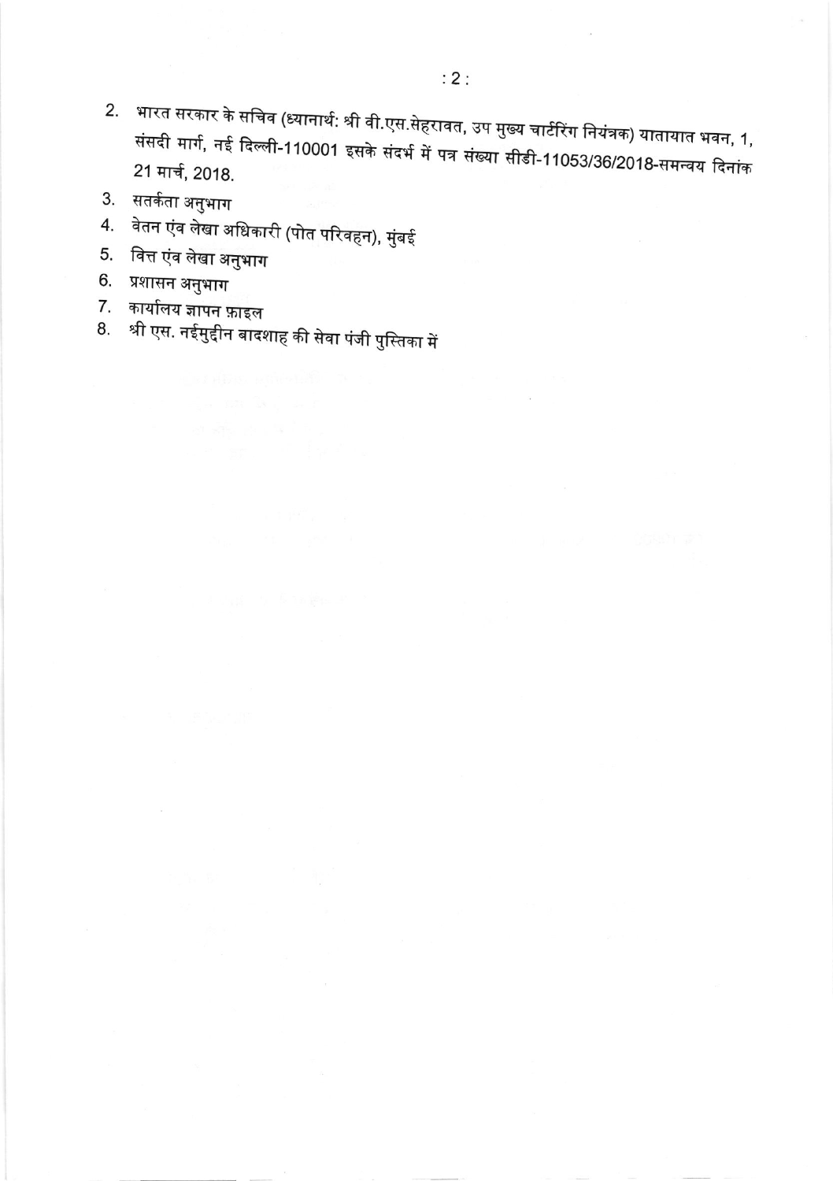2. भारत सरकार के सचिव (ध्यानार्थ: श्री वी.एस.सेहरावत, उप मुख्य चार्टरिंग नियंत्रक) यातायात भवन, 1, संसदी मार्ग, नई दिल्ली-110001 इसके संदर्भ में पत्र संख्या सीडी-11053/36/2018-समन्वय दिनांक 21 मार्च, 2018.
3. सतर्कता अनुभाग
4. वेतन एंव लेखा अधिकारी (पोत परिवहन), मुंबई
5. वित्त एंव लेखा अनुभाग
6. प्रशासन अनुभाग
7. कार्यालय ज्ञापन फ़ाइल
8. श्री एस. नईमुद्दीन बादशाह की सेवा पंजी पुस्तिका में